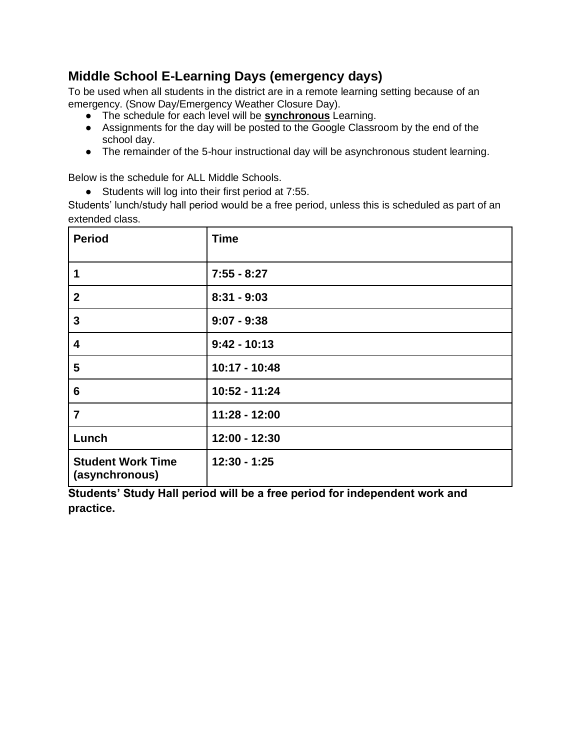## Middle School E-Learning Days (emergency days)

To be used when all students in the district are in a remote learning setting because of an emergency. (Snow Day/Emergency Weather Closure Day).

- The schedule for each level will be **<u>synchronous</u>** Learning.
- Assignments for the day will be posted to the Google Classroom by the end of the school day.
- The remainder of the 5-hour instructional day will be asynchronous student learning.

Below is the schedule for ALL Middle Schools.

- Students will log into their first period at 7:55.

Students' lunch/study hall period would be a free period, unless this is scheduled as part of an extended class.

| **Period** | **Time** |
|---|---|
| **1** | **7:55 - 8:27** |
| **2** | **8:31 - 9:03** |
| **3** | **9:07 - 9:38** |
| **4** | **9:42 - 10:13** |
| **5** | **10:17 - 10:48** |
| **6** | **10:52 - 11:24** |
| **7** | **11:28 - 12:00** |
| **Lunch** | **12:00 - 12:30** |
| **Student Work Time (asynchronous)** | **12:30 - 1:25** |

**Students' Study Hall period will be a free period for independent work and practice.**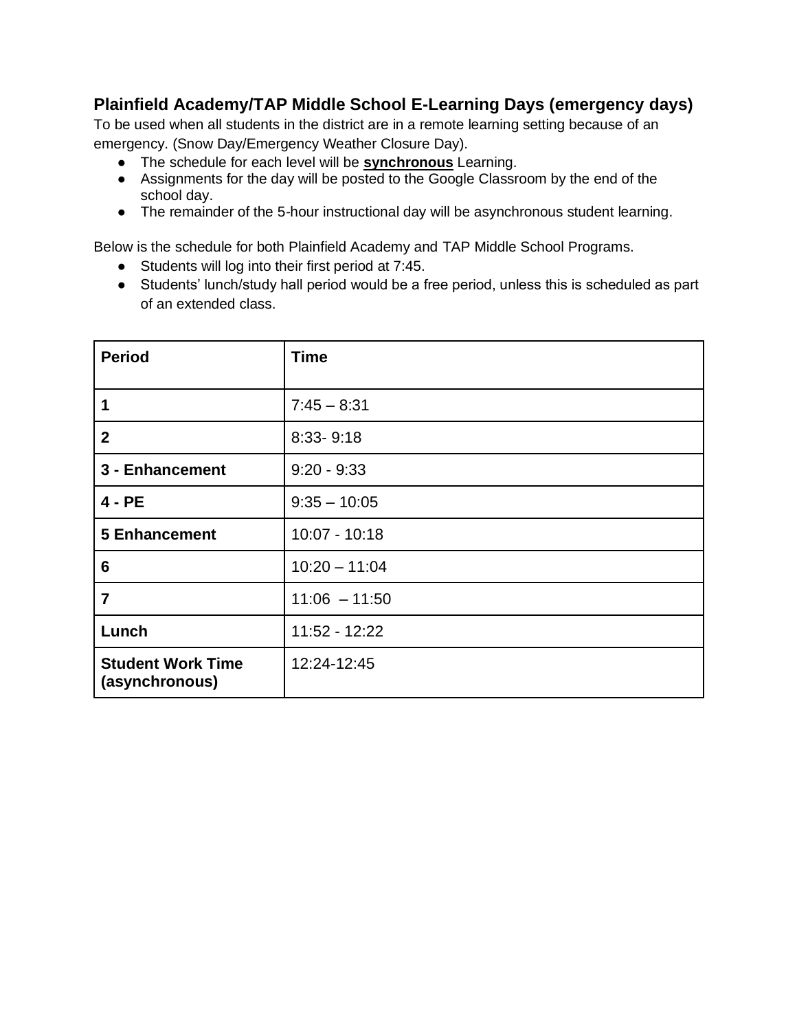## Plainfield Academy/TAP Middle School E-Learning Days (emergency days)

To be used when all students in the district are in a remote learning setting because of an emergency. (Snow Day/Emergency Weather Closure Day).

- The schedule for each level will be **synchronous** Learning.
- Assignments for the day will be posted to the Google Classroom by the end of the school day.
- The remainder of the 5-hour instructional day will be asynchronous student learning.

Below is the schedule for both Plainfield Academy and TAP Middle School Programs.

- Students will log into their first period at 7:45.
- Students' lunch/study hall period would be a free period, unless this is scheduled as part of an extended class.

| Period | Time |
|---|---|
| **1** | 7:45 – 8:31 |
| **2** | 8:33- 9:18 |
| **3 - Enhancement** | 9:20 - 9:33 |
| **4 - PE** | 9:35 – 10:05 |
| **5 Enhancement** | 10:07 - 10:18 |
| **6** | 10:20 – 11:04 |
| **7** | 11:06 – 11:50 |
| **Lunch** | 11:52 - 12:22 |
| **Student Work Time (asynchronous)** | 12:24-12:45 |